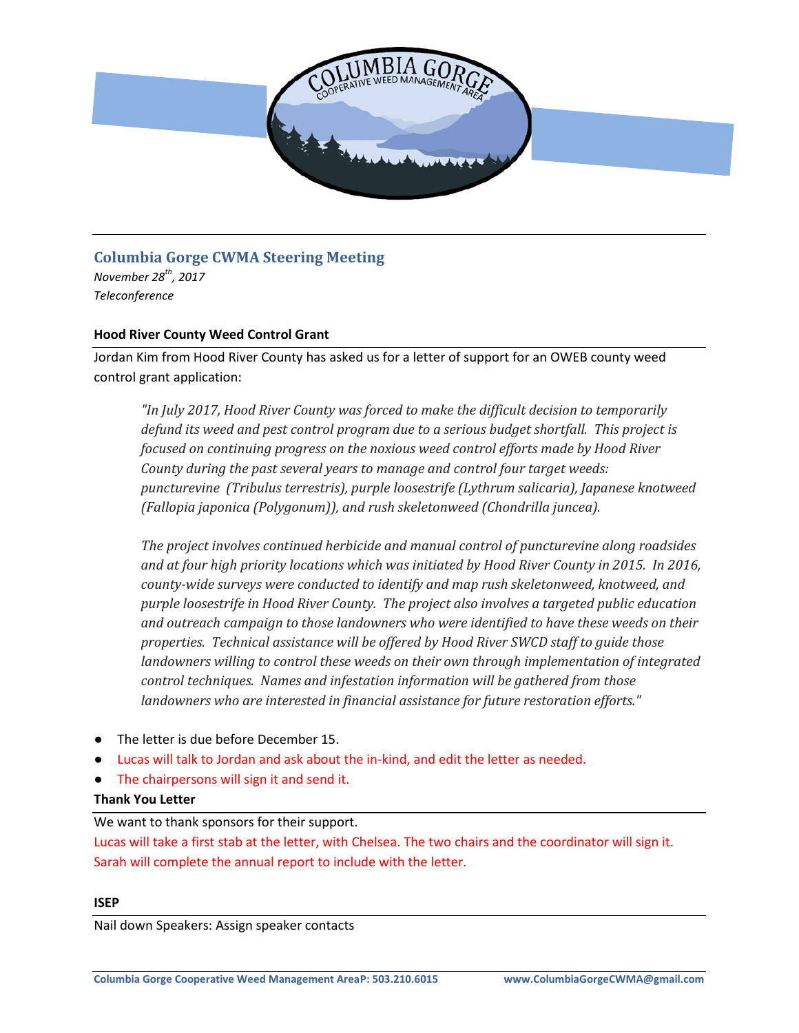## Columbia Gorge CWMA Steering Meeting

*November 28th, 2017*
*Teleconference*

### Hood River County Weed Control Grant

Jordan Kim from Hood River County has asked us for a letter of support for an OWEB county weed control grant application:

> *"In July 2017, Hood River County was forced to make the difficult decision to temporarily defund its weed and pest control program due to a serious budget shortfall. This project is focused on continuing progress on the noxious weed control efforts made by Hood River County during the past several years to manage and control four target weeds: puncturevine (Tribulus terrestris), purple loosestrife (Lythrum salicaria), Japanese knotweed (Fallopia japonica (Polygonum)), and rush skeletonweed (Chondrilla juncea).*
>
> *The project involves continued herbicide and manual control of puncturevine along roadsides and at four high priority locations which was initiated by Hood River County in 2015. In 2016, county-wide surveys were conducted to identify and map rush skeletonweed, knotweed, and purple loosestrife in Hood River County. The project also involves a targeted public education and outreach campaign to those landowners who were identified to have these weeds on their properties. Technical assistance will be offered by Hood River SWCD staff to guide those landowners willing to control these weeds on their own through implementation of integrated control techniques. Names and infestation information will be gathered from those landowners who are interested in financial assistance for future restoration efforts."*

- The letter is due before December 15.
- Lucas will talk to Jordan and ask about the in-kind, and edit the letter as needed.
- The chairpersons will sign it and send it.

### Thank You Letter

We want to thank sponsors for their support.

Lucas will take a first stab at the letter, with Chelsea. The two chairs and the coordinator will sign it. Sarah will complete the annual report to include with the letter.

### ISEP

Nail down Speakers: Assign speaker contacts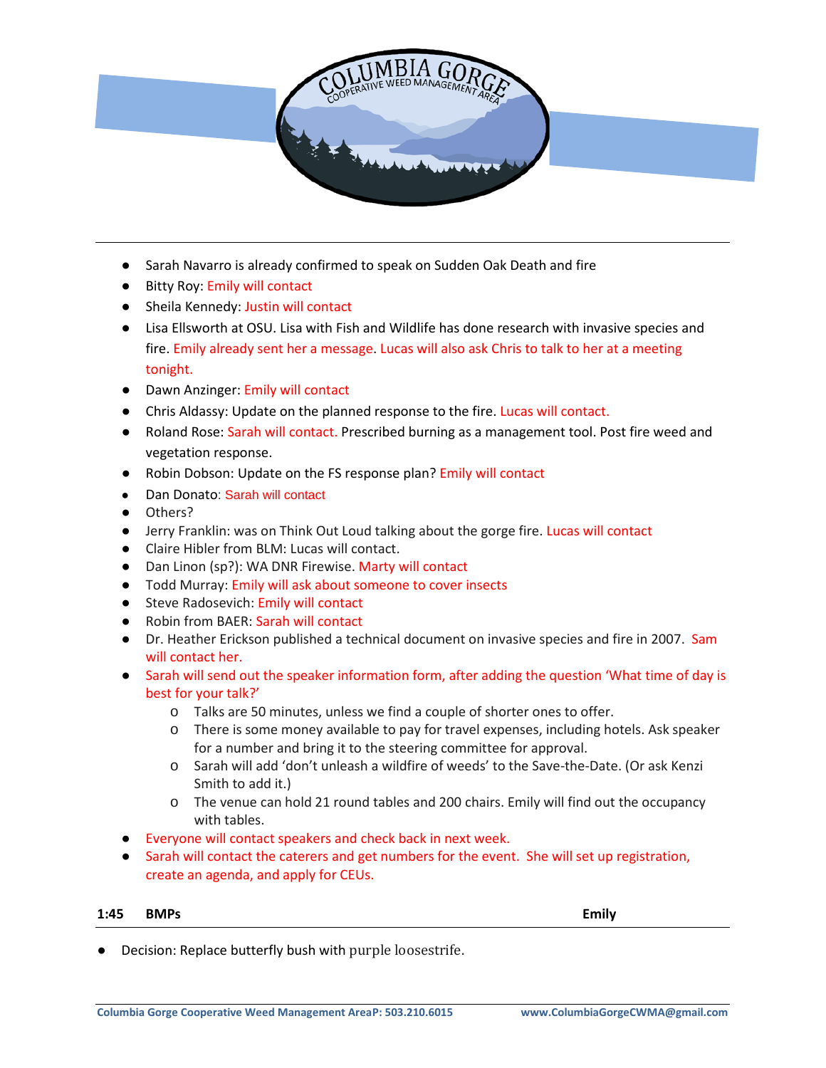- Sarah Navarro is already confirmed to speak on Sudden Oak Death and fire
- Bitty Roy: Emily will contact
- Sheila Kennedy: Justin will contact
- Lisa Ellsworth at OSU. Lisa with Fish and Wildlife has done research with invasive species and fire. Emily already sent her a message. Lucas will also ask Chris to talk to her at a meeting tonight.
- Dawn Anzinger: Emily will contact
- Chris Aldassy: Update on the planned response to the fire. Lucas will contact.
- Roland Rose: Sarah will contact. Prescribed burning as a management tool. Post fire weed and vegetation response.
- Robin Dobson: Update on the FS response plan? Emily will contact
- Dan Donato: Sarah will contact
- Others?
- Jerry Franklin: was on Think Out Loud talking about the gorge fire. Lucas will contact
- Claire Hibler from BLM: Lucas will contact.
- Dan Linon (sp?): WA DNR Firewise. Marty will contact
- Todd Murray: Emily will ask about someone to cover insects
- Steve Radosevich: Emily will contact
- Robin from BAER: Sarah will contact
- Dr. Heather Erickson published a technical document on invasive species and fire in 2007. Sam will contact her.
- Sarah will send out the speaker information form, after adding the question 'What time of day is best for your talk?'
  - Talks are 50 minutes, unless we find a couple of shorter ones to offer.
  - There is some money available to pay for travel expenses, including hotels. Ask speaker for a number and bring it to the steering committee for approval.
  - Sarah will add 'don't unleash a wildfire of weeds' to the Save-the-Date. (Or ask Kenzi Smith to add it.)
  - The venue can hold 21 round tables and 200 chairs. Emily will find out the occupancy with tables.
- Everyone will contact speakers and check back in next week.
- Sarah will contact the caterers and get numbers for the event. She will set up registration, create an agenda, and apply for CEUs.

**1:45 BMPs** **Emily**

- Decision: Replace butterfly bush with purple loosestrife.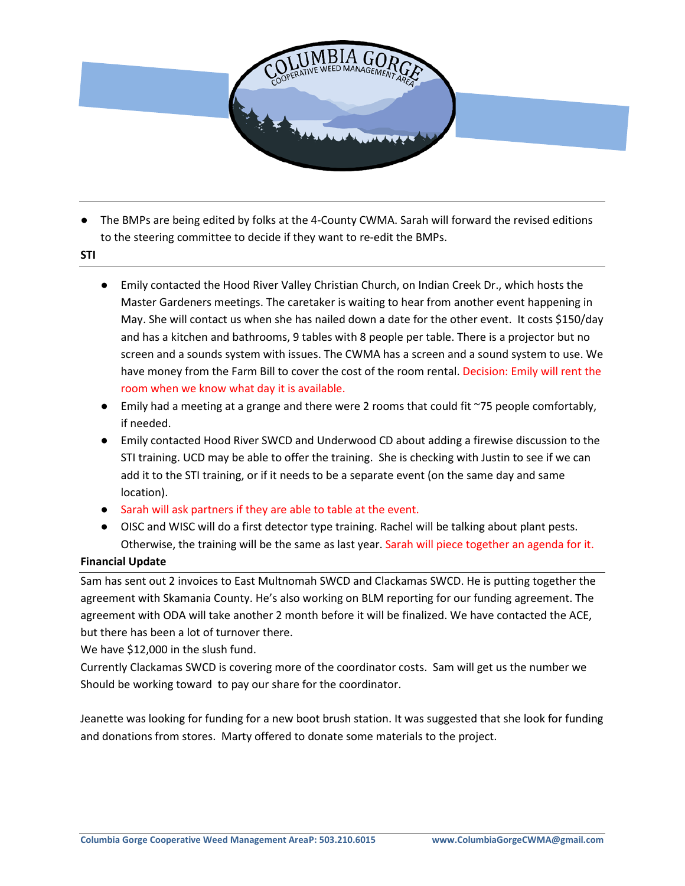- The BMPs are being edited by folks at the 4-County CWMA. Sarah will forward the revised editions to the steering committee to decide if they want to re-edit the BMPs.

**STI**

- Emily contacted the Hood River Valley Christian Church, on Indian Creek Dr., which hosts the Master Gardeners meetings. The caretaker is waiting to hear from another event happening in May. She will contact us when she has nailed down a date for the other event. It costs $150/day and has a kitchen and bathrooms, 9 tables with 8 people per table. There is a projector but no screen and a sounds system with issues. The CWMA has a screen and a sound system to use. We have money from the Farm Bill to cover the cost of the room rental. Decision: Emily will rent the room when we know what day it is available.
- Emily had a meeting at a grange and there were 2 rooms that could fit ~75 people comfortably, if needed.
- Emily contacted Hood River SWCD and Underwood CD about adding a firewise discussion to the STI training. UCD may be able to offer the training. She is checking with Justin to see if we can add it to the STI training, or if it needs to be a separate event (on the same day and same location).
- Sarah will ask partners if they are able to table at the event.
- OISC and WISC will do a first detector type training. Rachel will be talking about plant pests. Otherwise, the training will be the same as last year. Sarah will piece together an agenda for it.

**Financial Update**

Sam has sent out 2 invoices to East Multnomah SWCD and Clackamas SWCD. He is putting together the agreement with Skamania County. He's also working on BLM reporting for our funding agreement. The agreement with ODA will take another 2 month before it will be finalized. We have contacted the ACE, but there has been a lot of turnover there.

We have $12,000 in the slush fund.

Currently Clackamas SWCD is covering more of the coordinator costs. Sam will get us the number we Should be working toward to pay our share for the coordinator.

Jeanette was looking for funding for a new boot brush station. It was suggested that she look for funding and donations from stores. Marty offered to donate some materials to the project.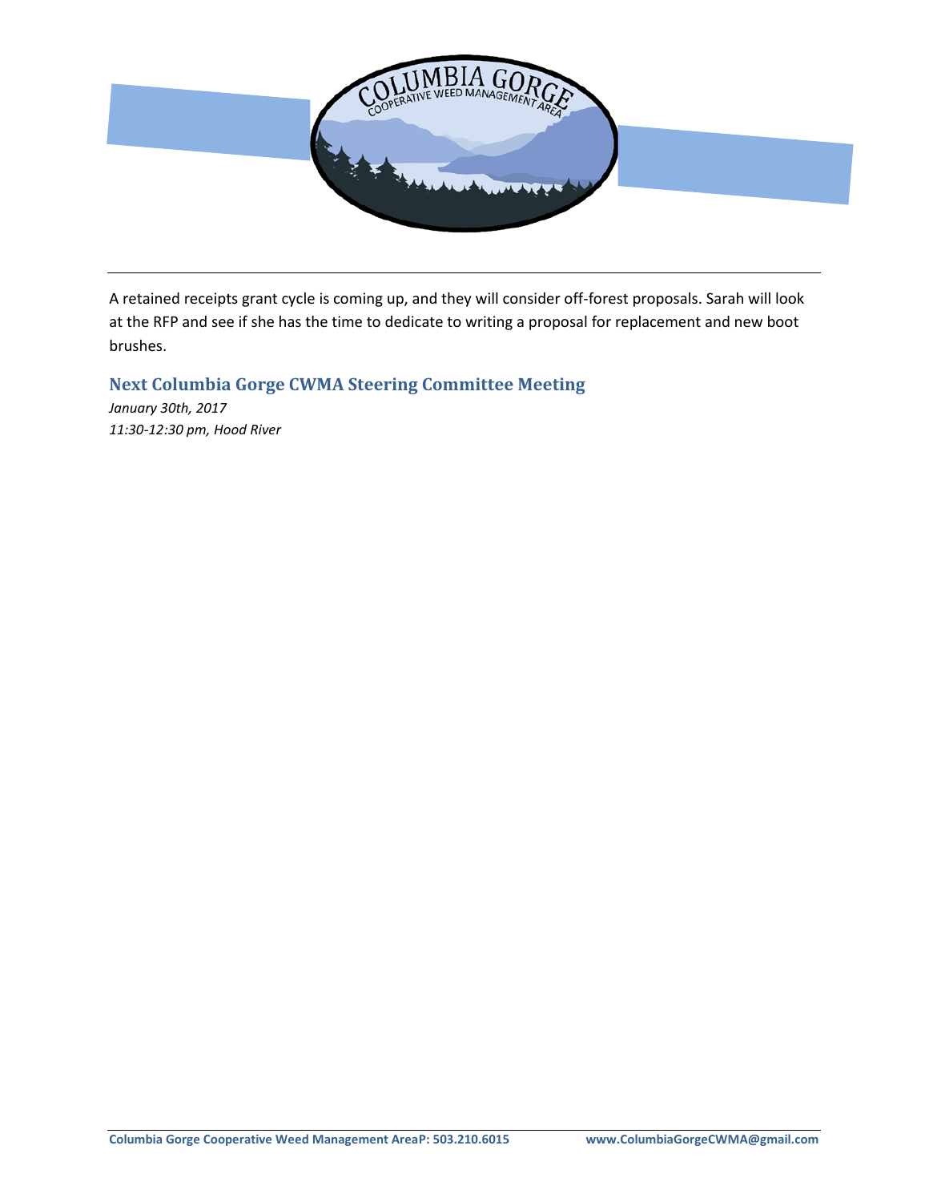A retained receipts grant cycle is coming up, and they will consider off-forest proposals. Sarah will look at the RFP and see if she has the time to dedicate to writing a proposal for replacement and new boot brushes.

## Next Columbia Gorge CWMA Steering Committee Meeting

*January 30th, 2017*
*11:30-12:30 pm, Hood River*